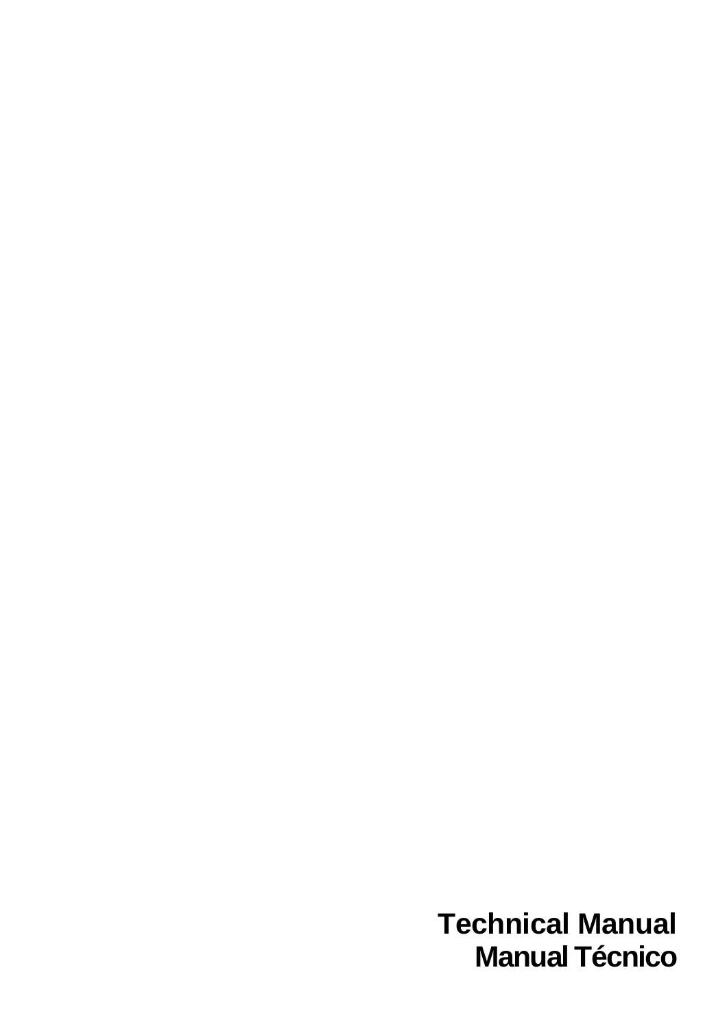# Technical Manual
# Manual Técnico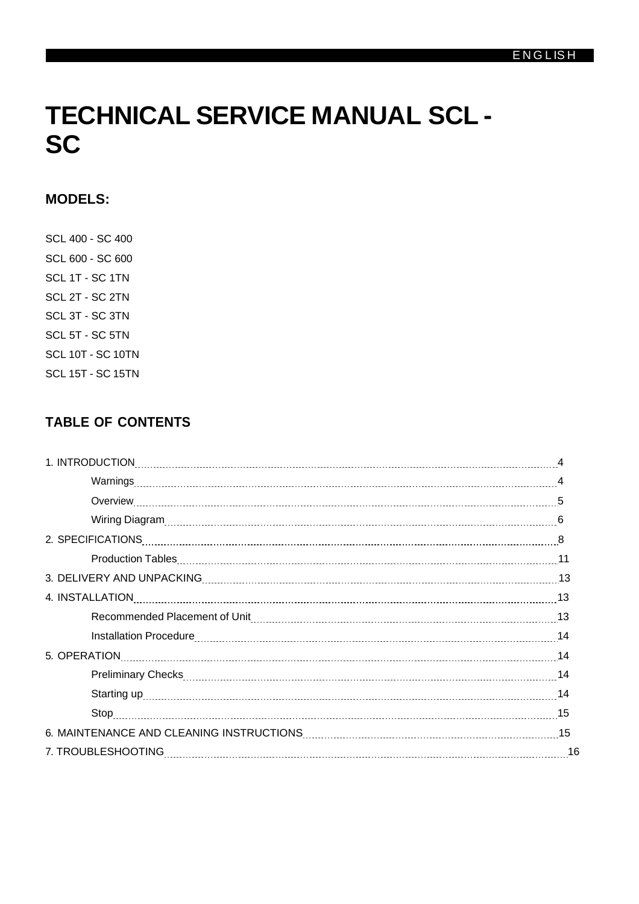ENGLISH

# TECHNICAL SERVICE MANUAL SCL - SC

## MODELS:

SCL 400 - SC 400

SCL 600 - SC 600

SCL 1T - SC 1TN

SCL 2T - SC 2TN

SCL 3T - SC 3TN

SCL 5T - SC 5TN

SCL 10T - SC 10TN

SCL 15T - SC 15TN

## TABLE OF CONTENTS

1. INTRODUCTION .......... 4
   - Warnings .......... 4
   - Overview .......... 5
   - Wiring Diagram .......... 6
2. SPECIFICATIONS .......... 8
   - Production Tables .......... 11
3. DELIVERY AND UNPACKING .......... 13
4. INSTALLATION .......... 13
   - Recommended Placement of Unit .......... 13
   - Installation Procedure .......... 14
5. OPERATION .......... 14
   - Preliminary Checks .......... 14
   - Starting up .......... 14
   - Stop .......... 15
6. MAINTENANCE AND CLEANING INSTRUCTIONS .......... 15
7. TROUBLESHOOTING .......... 16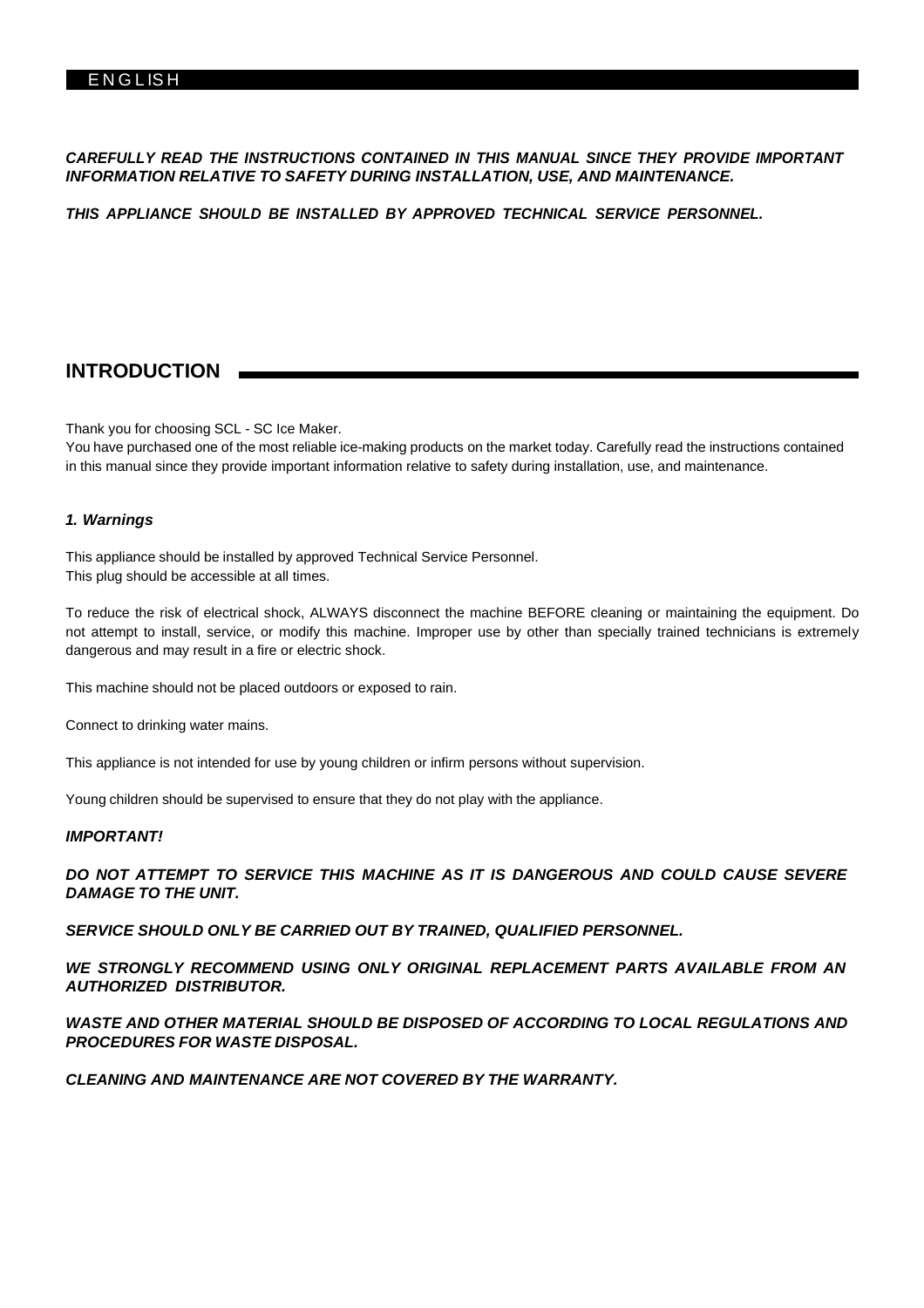ENGLISH

***CAREFULLY READ THE INSTRUCTIONS CONTAINED IN THIS MANUAL SINCE THEY PROVIDE IMPORTANT INFORMATION RELATIVE TO SAFETY DURING INSTALLATION, USE, AND MAINTENANCE.***

***THIS APPLIANCE SHOULD BE INSTALLED BY APPROVED TECHNICAL SERVICE PERSONNEL.***

## INTRODUCTION

Thank you for choosing SCL - SC Ice Maker.
You have purchased one of the most reliable ice-making products on the market today. Carefully read the instructions contained in this manual since they provide important information relative to safety during installation, use, and maintenance.

### *1. Warnings*

This appliance should be installed by approved Technical Service Personnel.
This plug should be accessible at all times.

To reduce the risk of electrical shock, ALWAYS disconnect the machine BEFORE cleaning or maintaining the equipment. Do not attempt to install, service, or modify this machine. Improper use by other than specially trained technicians is extremely dangerous and may result in a fire or electric shock.

This machine should not be placed outdoors or exposed to rain.

Connect to drinking water mains.

This appliance is not intended for use by young children or infirm persons without supervision.

Young children should be supervised to ensure that they do not play with the appliance.

***IMPORTANT!***

***DO NOT ATTEMPT TO SERVICE THIS MACHINE AS IT IS DANGEROUS AND COULD CAUSE SEVERE DAMAGE TO THE UNIT.***

***SERVICE SHOULD ONLY BE CARRIED OUT BY TRAINED, QUALIFIED PERSONNEL.***

***WE STRONGLY RECOMMEND USING ONLY ORIGINAL REPLACEMENT PARTS AVAILABLE FROM AN AUTHORIZED DISTRIBUTOR.***

***WASTE AND OTHER MATERIAL SHOULD BE DISPOSED OF ACCORDING TO LOCAL REGULATIONS AND PROCEDURES FOR WASTE DISPOSAL.***

***CLEANING AND MAINTENANCE ARE NOT COVERED BY THE WARRANTY.***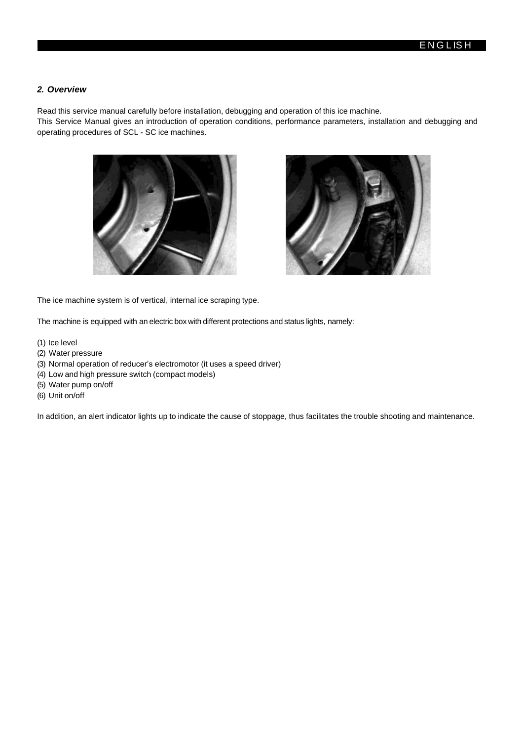## *2. Overview*

Read this service manual carefully before installation, debugging and operation of this ice machine.
This Service Manual gives an introduction of operation conditions, performance parameters, installation and debugging and operating procedures of SCL - SC ice machines.

The ice machine system is of vertical, internal ice scraping type.

The machine is equipped with an electric box with different protections and status lights, namely:

(1) Ice level
(2) Water pressure
(3) Normal operation of reducer's electromotor (it uses a speed driver)
(4) Low and high pressure switch (compact models)
(5) Water pump on/off
(6) Unit on/off

In addition, an alert indicator lights up to indicate the cause of stoppage, thus facilitates the trouble shooting and maintenance.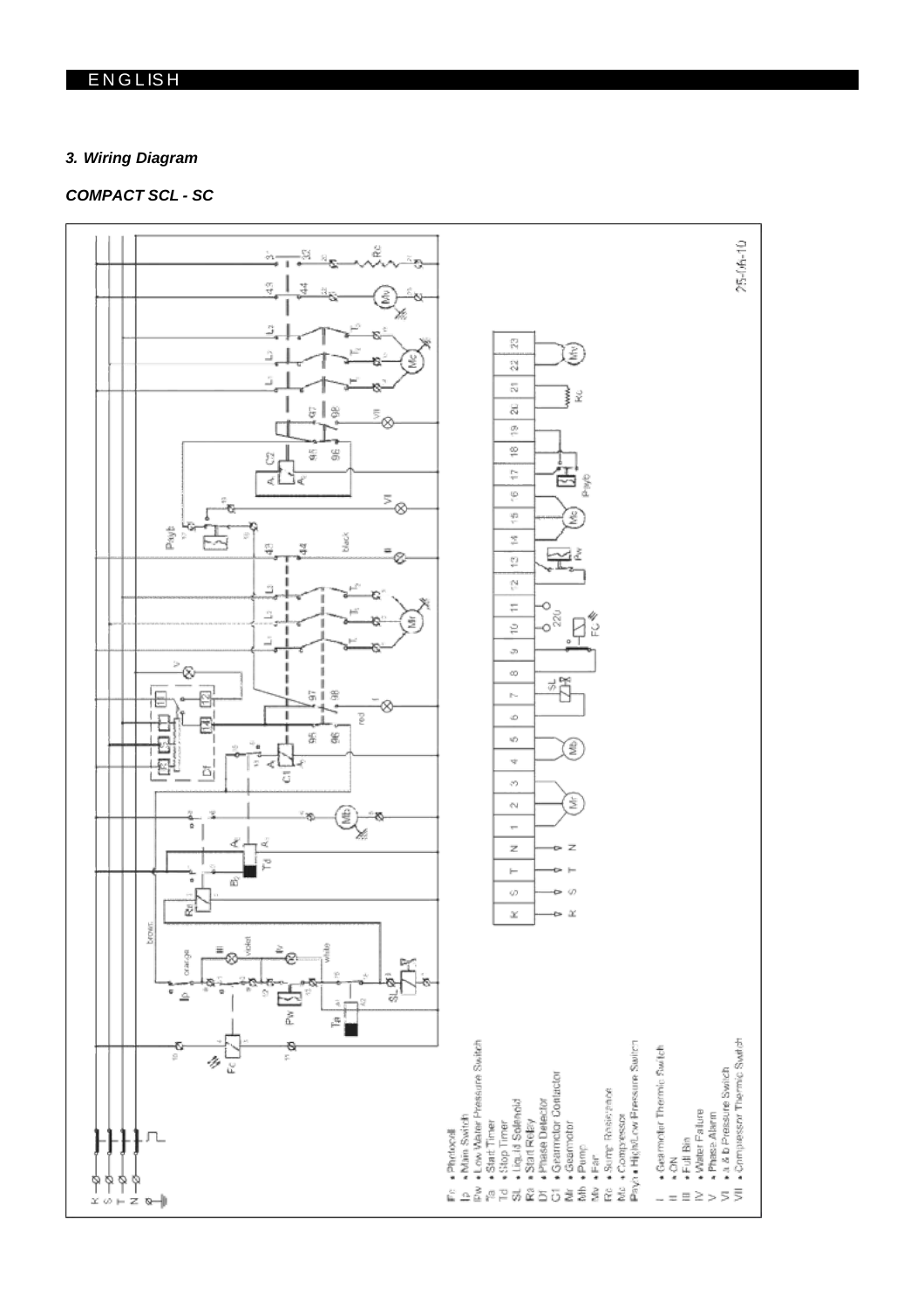# 3. Wiring Diagram

## COMPACT SCL - SC

Fc • Photocell
Ip • Main Switch
Pw • Low Water Pressure Switch
Ta • Start Timer
Td • Stop Timer
SL • Liquid Solenoid
Ra • Start Relay
Df • Phase Detector
C1 • Gearmotor Contactor
Mr • Gearmotor
Mb • Pump
Mv • Fan
Rc • Sump Resistance
Mc • Compressor
Payb • High/Low Pressure Switch

I • Gearmotor Thermic Switch
II • ON
III • Full Bin
IV • Water Failure
V • Phase Alarm
VI • a & b Pressure Switch
VII • Compressor Thermic Switch

25-06-10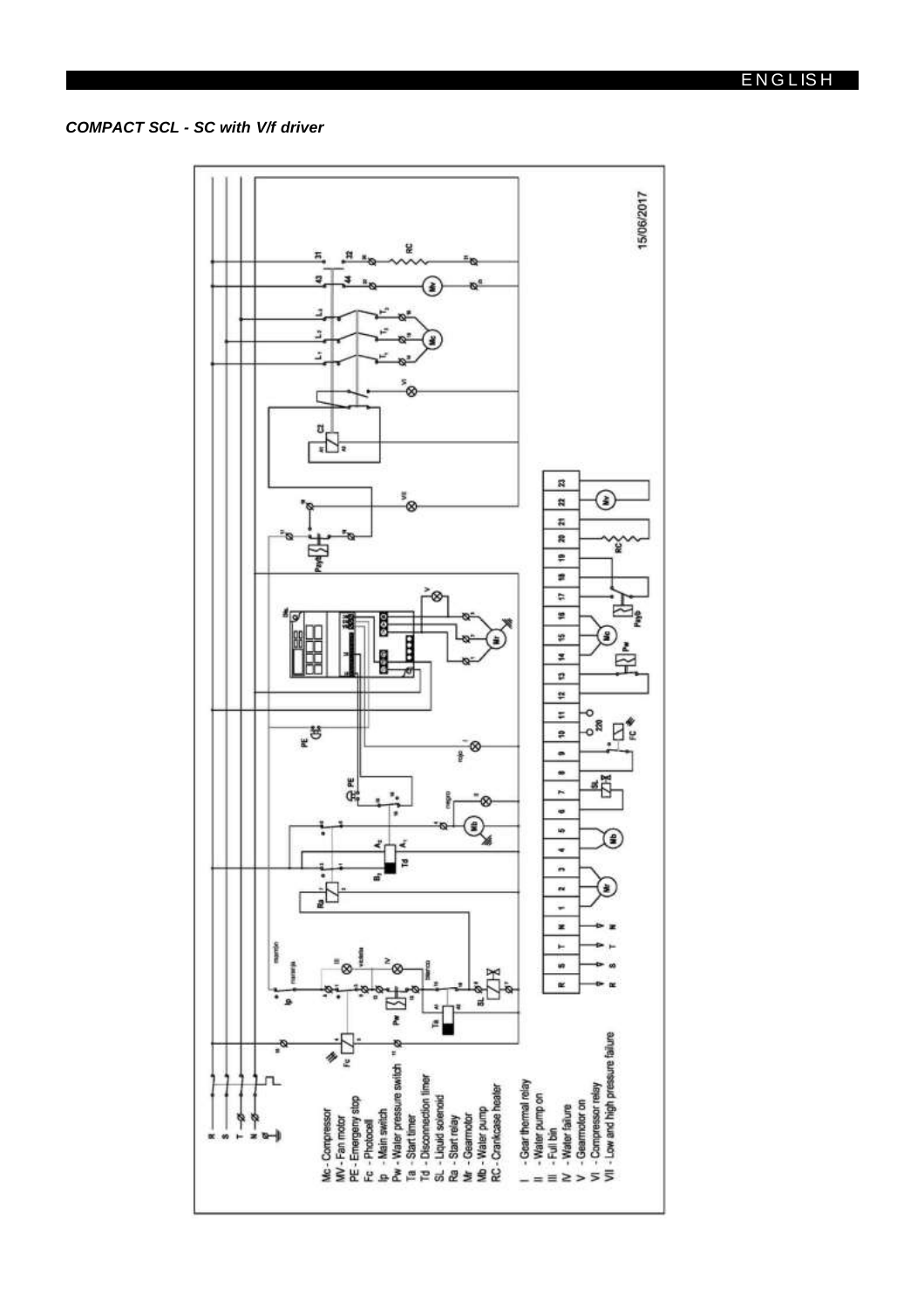*COMPACT SCL - SC with V/f driver*

Mc - Compressor
MV - Fan motor
PE - Emergency stop
Fc - Photocell
Ip - Main switch
Pw - Water pressure switch
Ta - Start timer
Td - Disconnection timer
SL - Liquid solenoid
Ra - Start relay
Mr - Gearmotor
Mb - Water pump
RC - Crankcase heater

I - Gear thermal relay
II - Water pump on
III - Full bin
IV - Water failure
V - Gearmotor on
VI - Compressor relay
VII - Low and high pressure failure

15/06/2017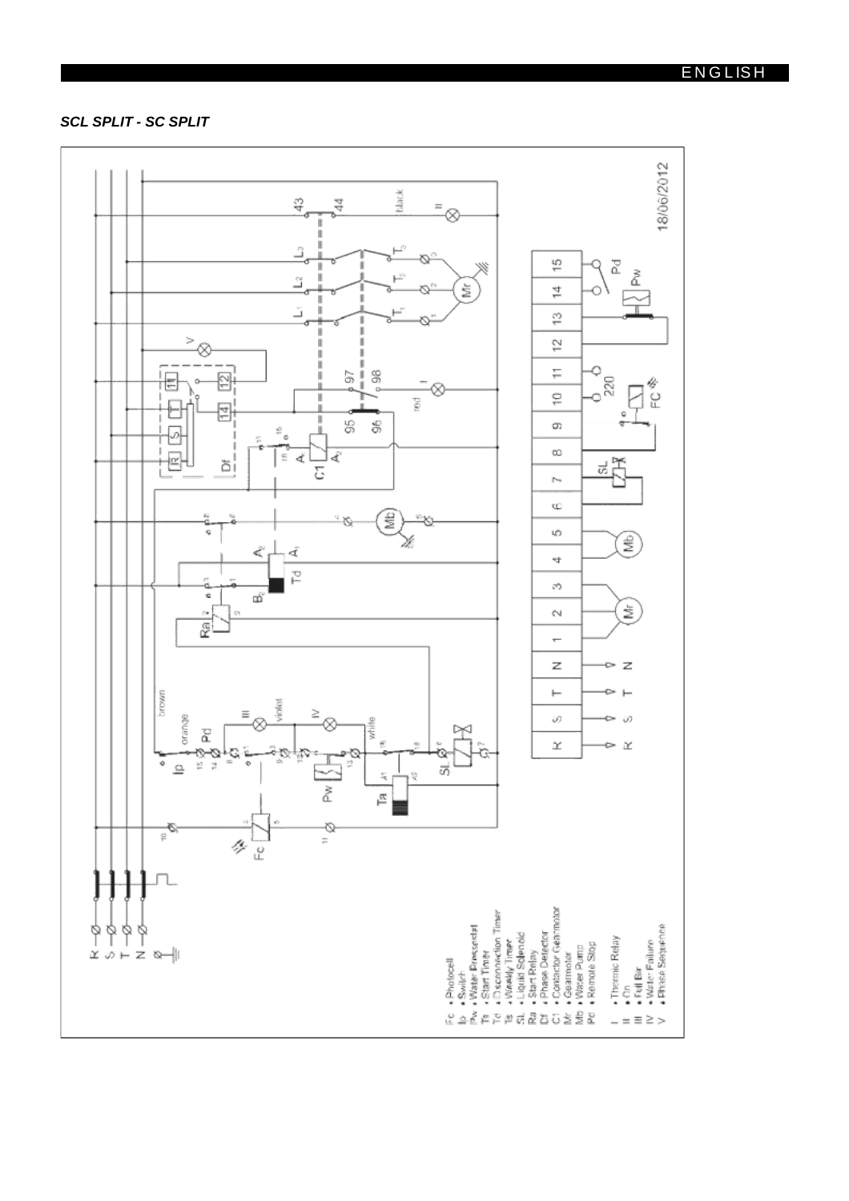### *SCL SPLIT - SC SPLIT*

Fc - Photocell
Ip - Switch
Pw - Water Pressostat
Tr - Start Timer
Td - Disconnection Timer
Ts - Weekly Timer
SL - Liquid Solenoid
Ra - Start Relay
Df - Phase Detector
C1 - Contactor Gearmotor
Mr - Gearmotor
Mb - Water Pump
Pd - Remote Stop

I - Thermic Relay
II - On
III - Full Bin
IV - Water Failure
V - Phase Sequence

18/06/2012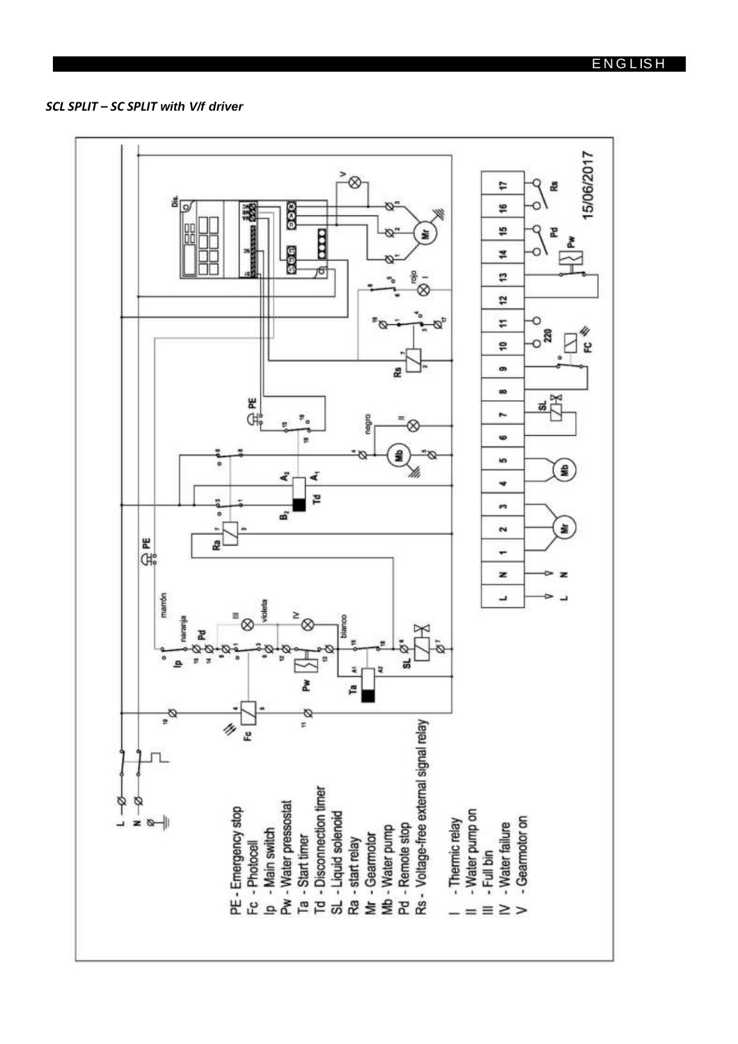*SCL SPLIT – SC SPLIT with V/f driver*

PE - Emergency stop
Fc - Photocell
Ip - Main switch
Pw - Water pressostat
Ta - Start timer
Td - Disconnection timer
SL - Liquid solenoid
Ra - start relay
Mr - Gearmotor
Mb - Water pump
Pd - Remote stop
Rs - Voltage-free external signal relay

I - Thermic relay
II - Water pump on
III - Full bin
IV - Water failure
V - Gearmotor on

15/06/2017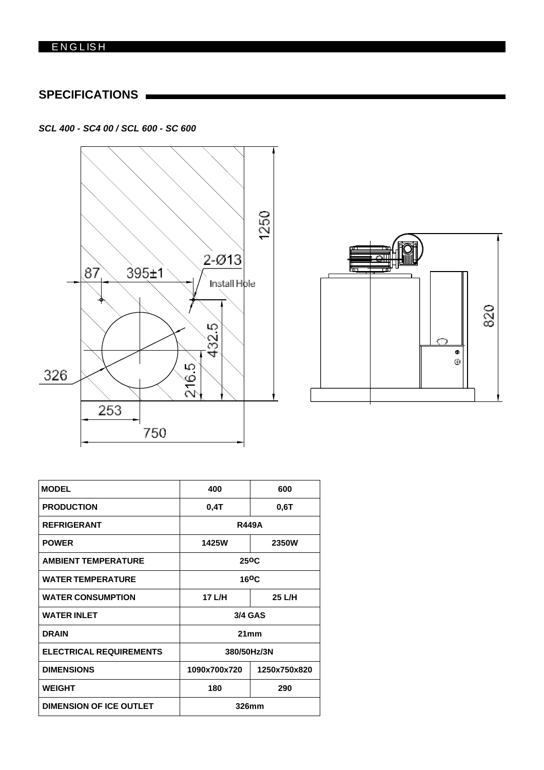ENGLISH

## SPECIFICATIONS

***SCL 400 - SC4 00 / SCL 600 - SC 600***

| MODEL | 400 | 600 |
|---|---|---|
| PRODUCTION | 0,4T | 0,6T |
| REFRIGERANT | R449A | |
| POWER | 1425W | 2350W |
| AMBIENT TEMPERATURE | 25ºC | |
| WATER TEMPERATURE | 16ºC | |
| WATER CONSUMPTION | 17 L/H | 25 L/H |
| WATER INLET | 3/4 GAS | |
| DRAIN | 21mm | |
| ELECTRICAL REQUIREMENTS | 380/50Hz/3N | |
| DIMENSIONS | 1090x700x720 | 1250x750x820 |
| WEIGHT | 180 | 290 |
| DIMENSION OF ICE OUTLET | 326mm | |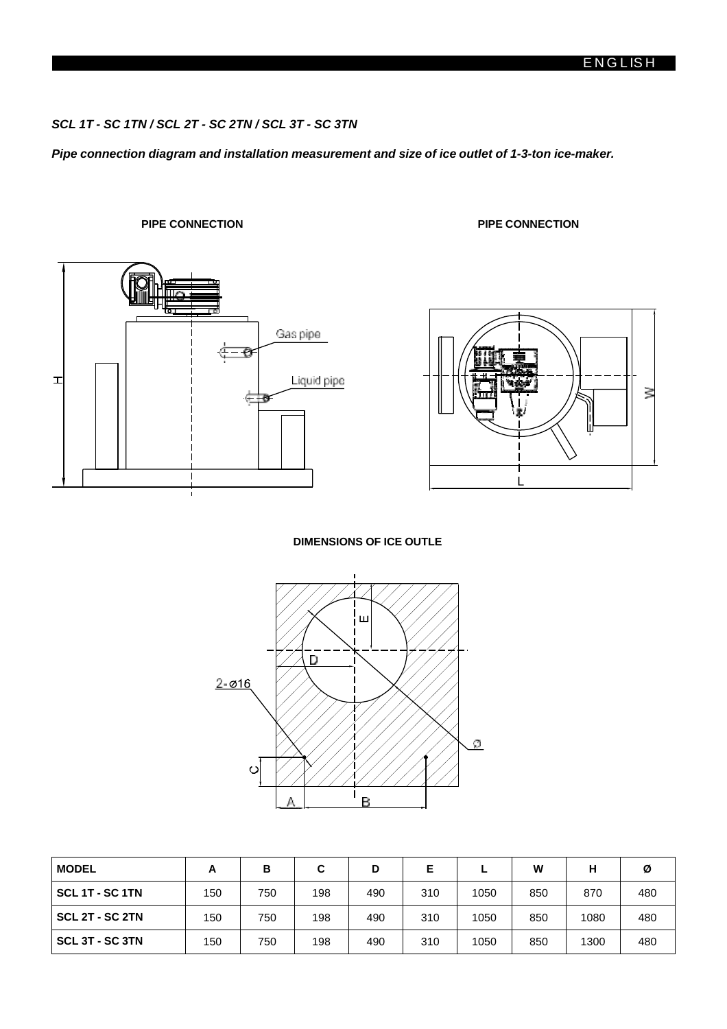*SCL 1T - SC 1TN / SCL 2T - SC 2TN / SCL 3T - SC 3TN*

***Pipe connection diagram and installation measurement and size of ice outlet of 1-3-ton ice-maker.***

**PIPE CONNECTION**

**PIPE CONNECTION**

Gas pipe

Liquid pipe

**DIMENSIONS OF ICE OUTLE**

2-⌀16

| MODEL | A | B | C | D | E | L | W | H | Ø |
|---|---|---|---|---|---|---|---|---|---|
| SCL 1T - SC 1TN | 150 | 750 | 198 | 490 | 310 | 1050 | 850 | 870 | 480 |
| SCL 2T - SC 2TN | 150 | 750 | 198 | 490 | 310 | 1050 | 850 | 1080 | 480 |
| SCL 3T - SC 3TN | 150 | 750 | 198 | 490 | 310 | 1050 | 850 | 1300 | 480 |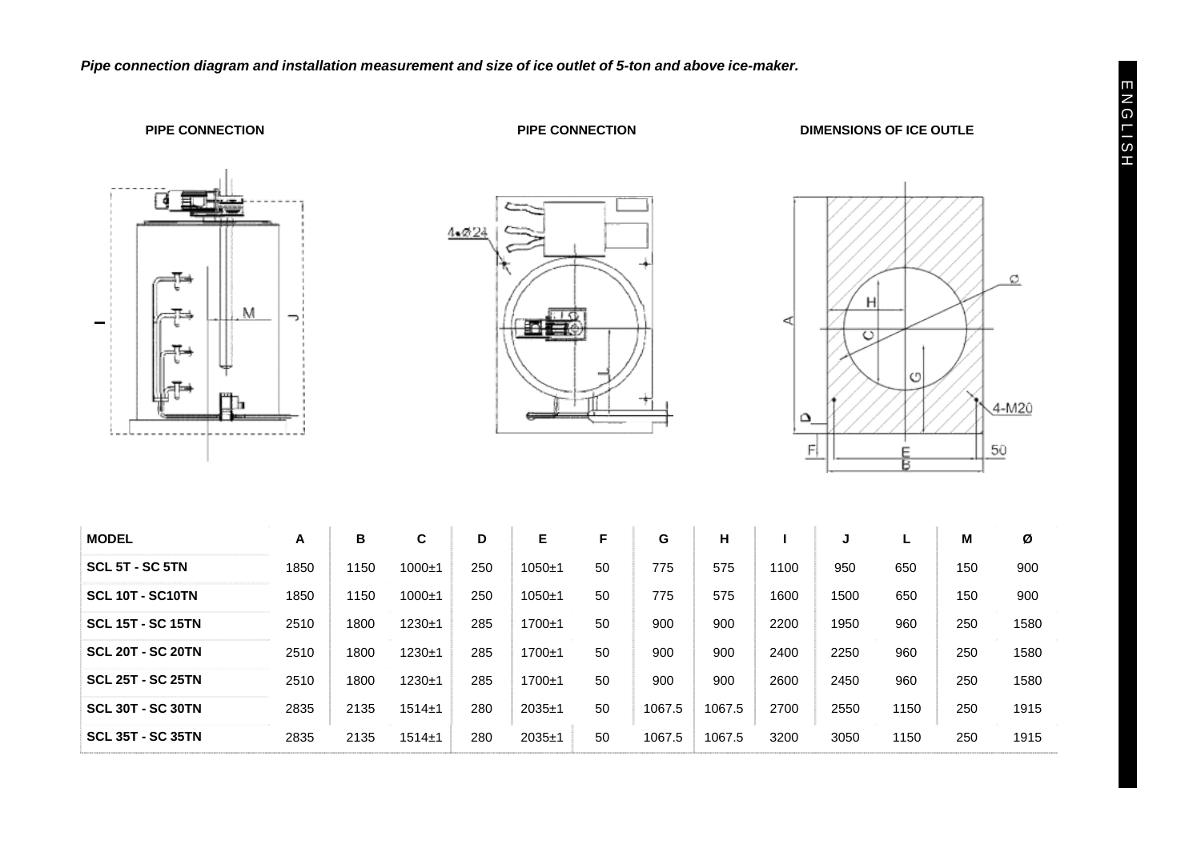***Pipe connection diagram and installation measurement and size of ice outlet of 5-ton and above ice-maker.***

**PIPE CONNECTION**

**PIPE CONNECTION**

**DIMENSIONS OF ICE OUTLE**

| MODEL | A | B | C | D | E | F | G | H | I | J | L | M | Ø |
|---|---|---|---|---|---|---|---|---|---|---|---|---|---|
| SCL 5T - SC 5TN | 1850 | 1150 | 1000±1 | 250 | 1050±1 | 50 | 775 | 575 | 1100 | 950 | 650 | 150 | 900 |
| SCL 10T - SC10TN | 1850 | 1150 | 1000±1 | 250 | 1050±1 | 50 | 775 | 575 | 1600 | 1500 | 650 | 150 | 900 |
| SCL 15T - SC 15TN | 2510 | 1800 | 1230±1 | 285 | 1700±1 | 50 | 900 | 900 | 2200 | 1950 | 960 | 250 | 1580 |
| SCL 20T - SC 20TN | 2510 | 1800 | 1230±1 | 285 | 1700±1 | 50 | 900 | 900 | 2400 | 2250 | 960 | 250 | 1580 |
| SCL 25T - SC 25TN | 2510 | 1800 | 1230±1 | 285 | 1700±1 | 50 | 900 | 900 | 2600 | 2450 | 960 | 250 | 1580 |
| SCL 30T - SC 30TN | 2835 | 2135 | 1514±1 | 280 | 2035±1 | 50 | 1067.5 | 1067.5 | 2700 | 2550 | 1150 | 250 | 1915 |
| SCL 35T - SC 35TN | 2835 | 2135 | 1514±1 | 280 | 2035±1 | 50 | 1067.5 | 1067.5 | 3200 | 3050 | 1150 | 250 | 1915 |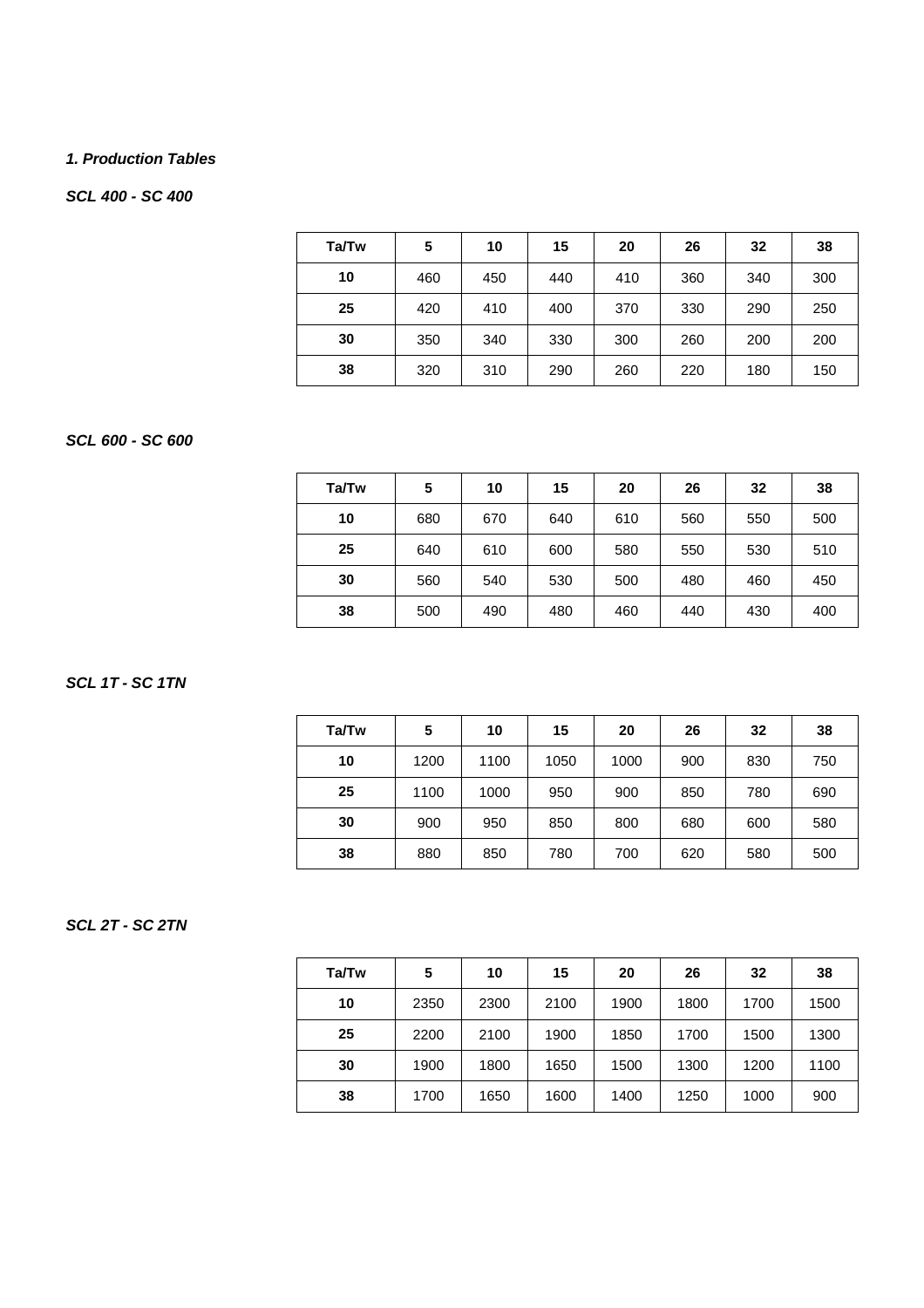***1. Production Tables***

***SCL 400 - SC 400***

| Ta/Tw | 5 | 10 | 15 | 20 | 26 | 32 | 38 |
|---|---|---|---|---|---|---|---|
| **10** | 460 | 450 | 440 | 410 | 360 | 340 | 300 |
| **25** | 420 | 410 | 400 | 370 | 330 | 290 | 250 |
| **30** | 350 | 340 | 330 | 300 | 260 | 200 | 200 |
| **38** | 320 | 310 | 290 | 260 | 220 | 180 | 150 |

***SCL 600 - SC 600***

| Ta/Tw | 5 | 10 | 15 | 20 | 26 | 32 | 38 |
|---|---|---|---|---|---|---|---|
| **10** | 680 | 670 | 640 | 610 | 560 | 550 | 500 |
| **25** | 640 | 610 | 600 | 580 | 550 | 530 | 510 |
| **30** | 560 | 540 | 530 | 500 | 480 | 460 | 450 |
| **38** | 500 | 490 | 480 | 460 | 440 | 430 | 400 |

***SCL 1T - SC 1TN***

| Ta/Tw | 5 | 10 | 15 | 20 | 26 | 32 | 38 |
|---|---|---|---|---|---|---|---|
| **10** | 1200 | 1100 | 1050 | 1000 | 900 | 830 | 750 |
| **25** | 1100 | 1000 | 950 | 900 | 850 | 780 | 690 |
| **30** | 900 | 950 | 850 | 800 | 680 | 600 | 580 |
| **38** | 880 | 850 | 780 | 700 | 620 | 580 | 500 |

***SCL 2T - SC 2TN***

| Ta/Tw | 5 | 10 | 15 | 20 | 26 | 32 | 38 |
|---|---|---|---|---|---|---|---|
| **10** | 2350 | 2300 | 2100 | 1900 | 1800 | 1700 | 1500 |
| **25** | 2200 | 2100 | 1900 | 1850 | 1700 | 1500 | 1300 |
| **30** | 1900 | 1800 | 1650 | 1500 | 1300 | 1200 | 1100 |
| **38** | 1700 | 1650 | 1600 | 1400 | 1250 | 1000 | 900 |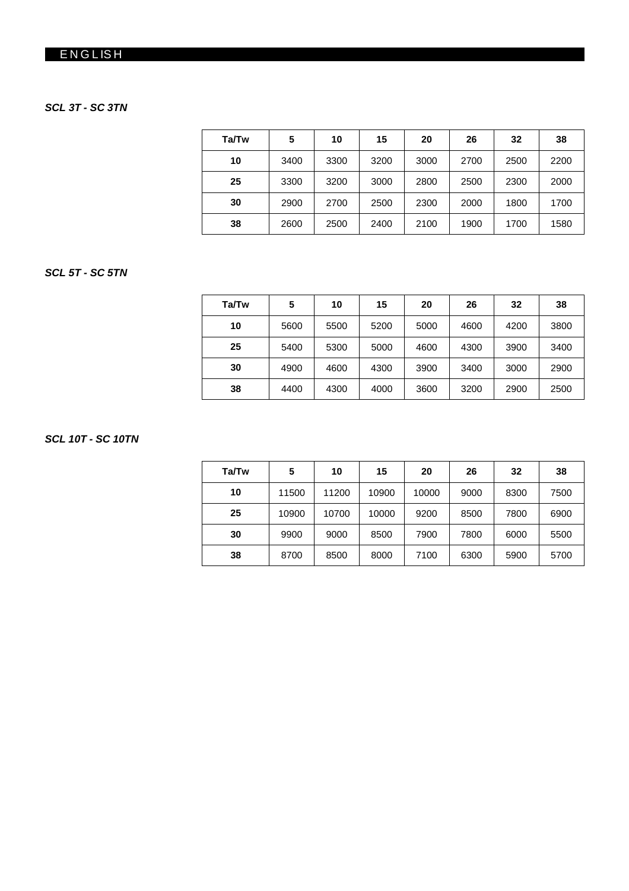ENGLISH

***SCL 3T - SC 3TN***

| Ta/Tw | 5 | 10 | 15 | 20 | 26 | 32 | 38 |
|---|---|---|---|---|---|---|---|
| **10** | 3400 | 3300 | 3200 | 3000 | 2700 | 2500 | 2200 |
| **25** | 3300 | 3200 | 3000 | 2800 | 2500 | 2300 | 2000 |
| **30** | 2900 | 2700 | 2500 | 2300 | 2000 | 1800 | 1700 |
| **38** | 2600 | 2500 | 2400 | 2100 | 1900 | 1700 | 1580 |

***SCL 5T - SC 5TN***

| Ta/Tw | 5 | 10 | 15 | 20 | 26 | 32 | 38 |
|---|---|---|---|---|---|---|---|
| **10** | 5600 | 5500 | 5200 | 5000 | 4600 | 4200 | 3800 |
| **25** | 5400 | 5300 | 5000 | 4600 | 4300 | 3900 | 3400 |
| **30** | 4900 | 4600 | 4300 | 3900 | 3400 | 3000 | 2900 |
| **38** | 4400 | 4300 | 4000 | 3600 | 3200 | 2900 | 2500 |

***SCL 10T - SC 10TN***

| Ta/Tw | 5 | 10 | 15 | 20 | 26 | 32 | 38 |
|---|---|---|---|---|---|---|---|
| **10** | 11500 | 11200 | 10900 | 10000 | 9000 | 8300 | 7500 |
| **25** | 10900 | 10700 | 10000 | 9200 | 8500 | 7800 | 6900 |
| **30** | 9900 | 9000 | 8500 | 7900 | 7800 | 6000 | 5500 |
| **38** | 8700 | 8500 | 8000 | 7100 | 6300 | 5900 | 5700 |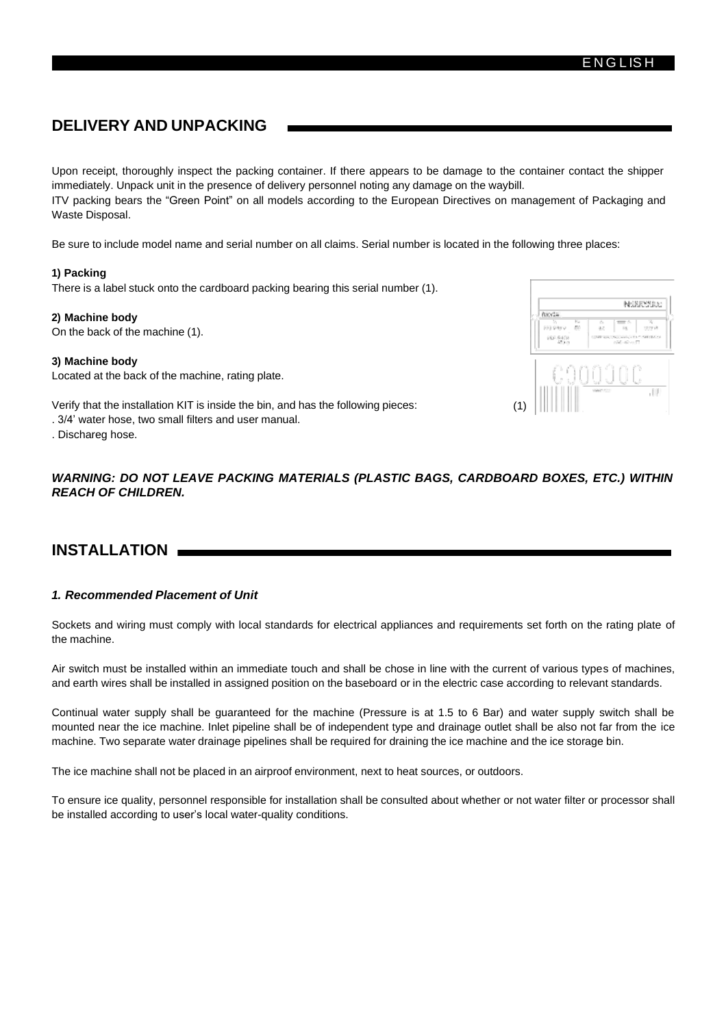## DELIVERY AND UNPACKING

Upon receipt, thoroughly inspect the packing container. If there appears to be damage to the container contact the shipper immediately. Unpack unit in the presence of delivery personnel noting any damage on the waybill.
ITV packing bears the "Green Point" on all models according to the European Directives on management of Packaging and Waste Disposal.

Be sure to include model name and serial number on all claims. Serial number is located in the following three places:

**1) Packing**
There is a label stuck onto the cardboard packing bearing this serial number (1).

**2) Machine body**
On the back of the machine (1).

**3) Machine body**
Located at the back of the machine, rating plate.

Verify that the installation KIT is inside the bin, and has the following pieces:
. 3/4' water hose, two small filters and user manual.
. Dischareg hose.

(1)

***WARNING: DO NOT LEAVE PACKING MATERIALS (PLASTIC BAGS, CARDBOARD BOXES, ETC.) WITHIN REACH OF CHILDREN.***

## INSTALLATION

### *1. Recommended Placement of Unit*

Sockets and wiring must comply with local standards for electrical appliances and requirements set forth on the rating plate of the machine.

Air switch must be installed within an immediate touch and shall be chose in line with the current of various types of machines, and earth wires shall be installed in assigned position on the baseboard or in the electric case according to relevant standards.

Continual water supply shall be guaranteed for the machine (Pressure is at 1.5 to 6 Bar) and water supply switch shall be mounted near the ice machine. Inlet pipeline shall be of independent type and drainage outlet shall be also not far from the ice machine. Two separate water drainage pipelines shall be required for draining the ice machine and the ice storage bin.

The ice machine shall not be placed in an airproof environment, next to heat sources, or outdoors.

To ensure ice quality, personnel responsible for installation shall be consulted about whether or not water filter or processor shall be installed according to user's local water-quality conditions.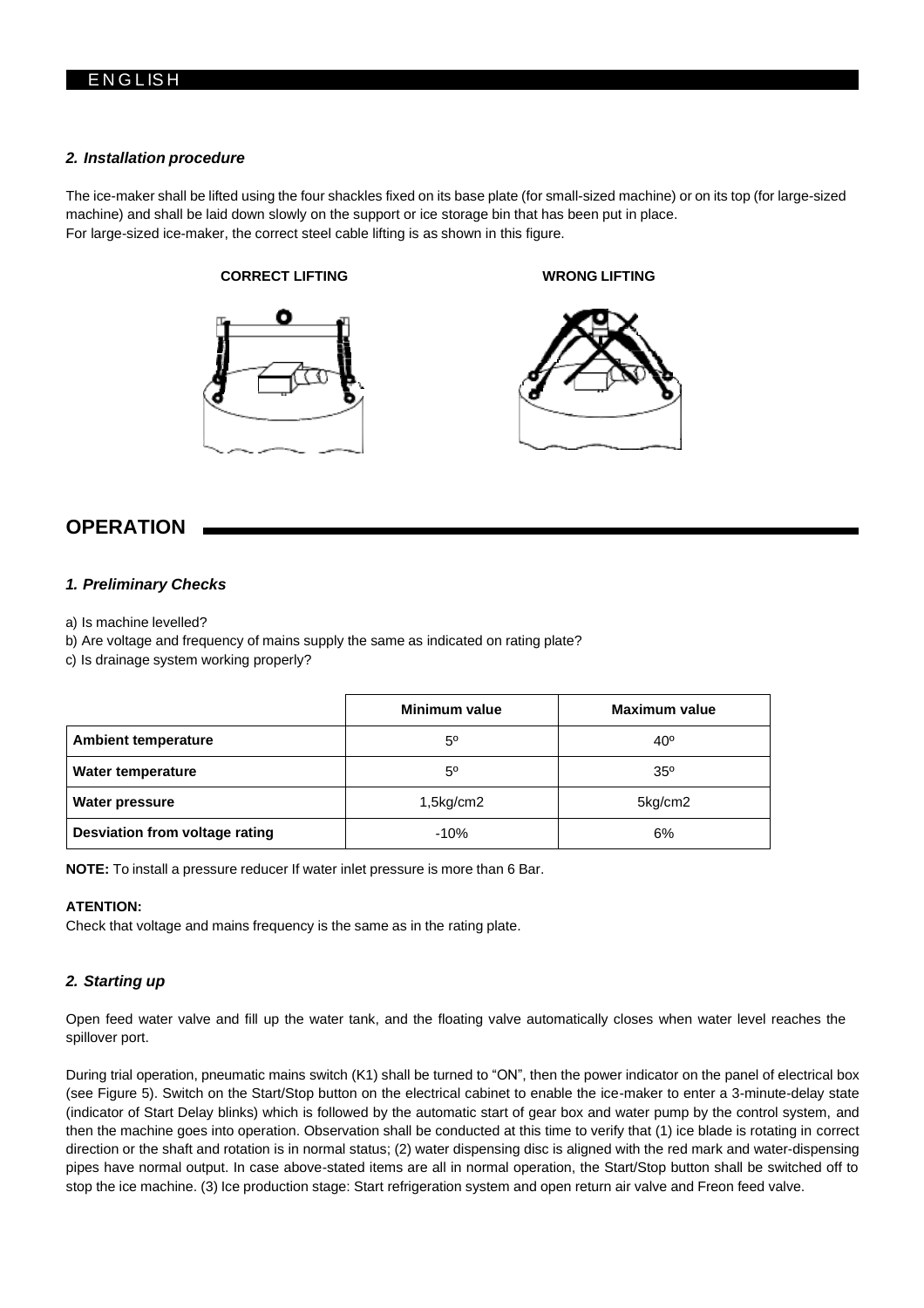### 2. *Installation procedure*

The ice-maker shall be lifted using the four shackles fixed on its base plate (for small-sized machine) or on its top (for large-sized machine) and shall be laid down slowly on the support or ice storage bin that has been put in place.
For large-sized ice-maker, the correct steel cable lifting is as shown in this figure.

**CORRECT LIFTING** **WRONG LIFTING**

## OPERATION

### 1. *Preliminary Checks*

a) Is machine levelled?
b) Are voltage and frequency of mains supply the same as indicated on rating plate?
c) Is drainage system working properly?

| | Minimum value | Maximum value |
|---|---|---|
| **Ambient temperature** | 5º | 40º |
| **Water temperature** | 5º | 35º |
| **Water pressure** | 1,5kg/cm2 | 5kg/cm2 |
| **Desviation from voltage rating** | -10% | 6% |

**NOTE:** To install a pressure reducer If water inlet pressure is more than 6 Bar.

**ATENTION:**
Check that voltage and mains frequency is the same as in the rating plate.

### 2. *Starting up*

Open feed water valve and fill up the water tank, and the floating valve automatically closes when water level reaches the spillover port.

During trial operation, pneumatic mains switch (K1) shall be turned to "ON", then the power indicator on the panel of electrical box (see Figure 5). Switch on the Start/Stop button on the electrical cabinet to enable the ice-maker to enter a 3-minute-delay state (indicator of Start Delay blinks) which is followed by the automatic start of gear box and water pump by the control system, and then the machine goes into operation. Observation shall be conducted at this time to verify that (1) ice blade is rotating in correct direction or the shaft and rotation is in normal status; (2) water dispensing disc is aligned with the red mark and water-dispensing pipes have normal output. In case above-stated items are all in normal operation, the Start/Stop button shall be switched off to stop the ice machine. (3) Ice production stage: Start refrigeration system and open return air valve and Freon feed valve.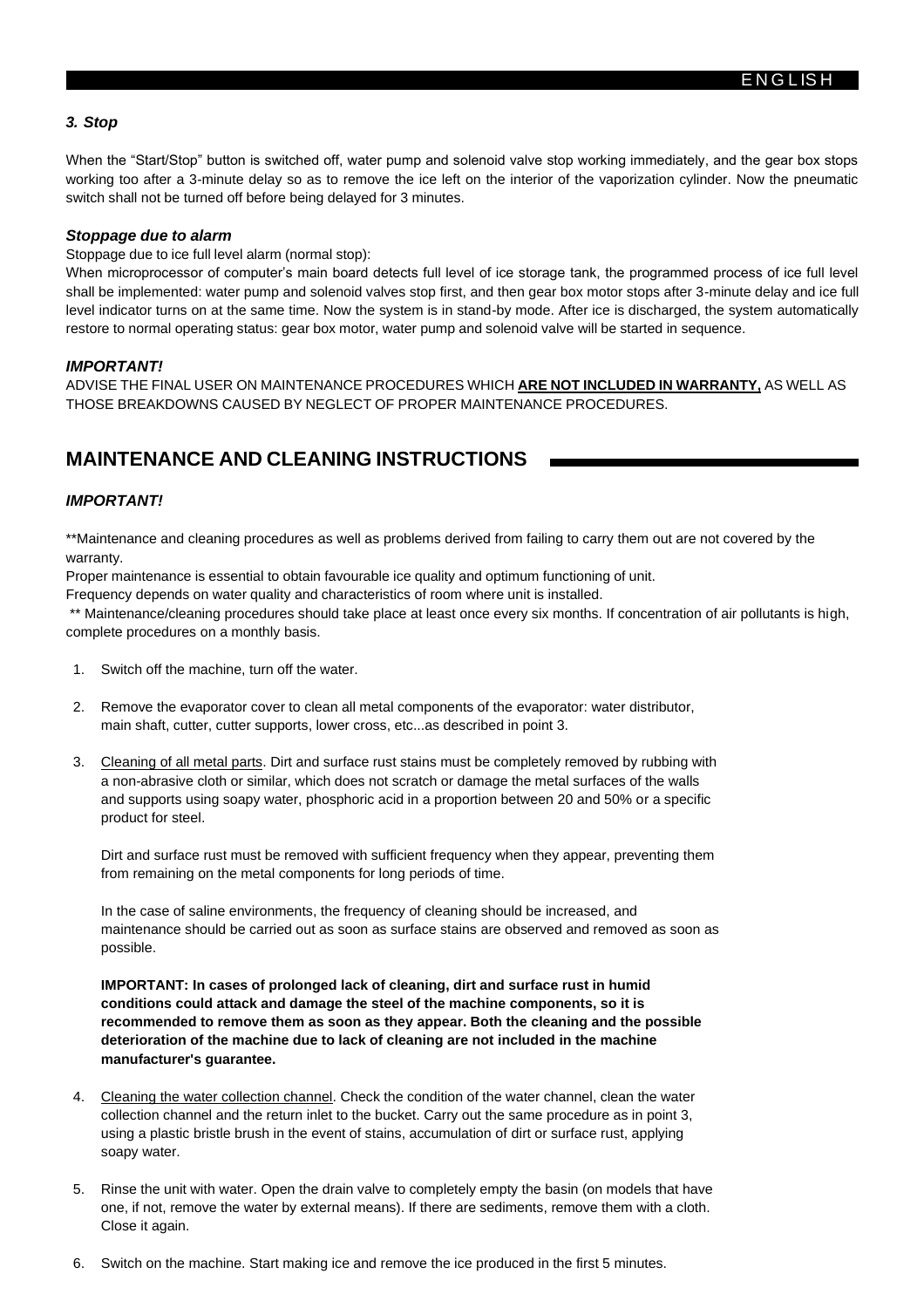### *3. Stop*

When the "Start/Stop" button is switched off, water pump and solenoid valve stop working immediately, and the gear box stops working too after a 3-minute delay so as to remove the ice left on the interior of the vaporization cylinder. Now the pneumatic switch shall not be turned off before being delayed for 3 minutes.

#### *Stoppage due to alarm*

Stoppage due to ice full level alarm (normal stop):

When microprocessor of computer's main board detects full level of ice storage tank, the programmed process of ice full level shall be implemented: water pump and solenoid valves stop first, and then gear box motor stops after 3-minute delay and ice full level indicator turns on at the same time. Now the system is in stand-by mode. After ice is discharged, the system automatically restore to normal operating status: gear box motor, water pump and solenoid valve will be started in sequence.

#### *IMPORTANT!*

ADVISE THE FINAL USER ON MAINTENANCE PROCEDURES WHICH **<u>ARE NOT INCLUDED IN WARRANTY,</u>** AS WELL AS THOSE BREAKDOWNS CAUSED BY NEGLECT OF PROPER MAINTENANCE PROCEDURES.

## MAINTENANCE AND CLEANING INSTRUCTIONS

#### *IMPORTANT!*

**Maintenance and cleaning procedures as well as problems derived from failing to carry them out are not covered by the warranty.

Proper maintenance is essential to obtain favourable ice quality and optimum functioning of unit.

Frequency depends on water quality and characteristics of room where unit is installed.

** Maintenance/cleaning procedures should take place at least once every six months. If concentration of air pollutants is high, complete procedures on a monthly basis.

1. Switch off the machine, turn off the water.

2. Remove the evaporator cover to clean all metal components of the evaporator: water distributor, main shaft, cutter, cutter supports, lower cross, etc...as described in point 3.

3. <u>Cleaning of all metal parts</u>. Dirt and surface rust stains must be completely removed by rubbing with a non-abrasive cloth or similar, which does not scratch or damage the metal surfaces of the walls and supports using soapy water, phosphoric acid in a proportion between 20 and 50% or a specific product for steel.

   Dirt and surface rust must be removed with sufficient frequency when they appear, preventing them from remaining on the metal components for long periods of time.

   In the case of saline environments, the frequency of cleaning should be increased, and maintenance should be carried out as soon as surface stains are observed and removed as soon as possible.

   **IMPORTANT: In cases of prolonged lack of cleaning, dirt and surface rust in humid conditions could attack and damage the steel of the machine components, so it is recommended to remove them as soon as they appear. Both the cleaning and the possible deterioration of the machine due to lack of cleaning are not included in the machine manufacturer's guarantee.**

4. <u>Cleaning the water collection channel</u>. Check the condition of the water channel, clean the water collection channel and the return inlet to the bucket. Carry out the same procedure as in point 3, using a plastic bristle brush in the event of stains, accumulation of dirt or surface rust, applying soapy water.

5. Rinse the unit with water. Open the drain valve to completely empty the basin (on models that have one, if not, remove the water by external means). If there are sediments, remove them with a cloth. Close it again.

6. Switch on the machine. Start making ice and remove the ice produced in the first 5 minutes.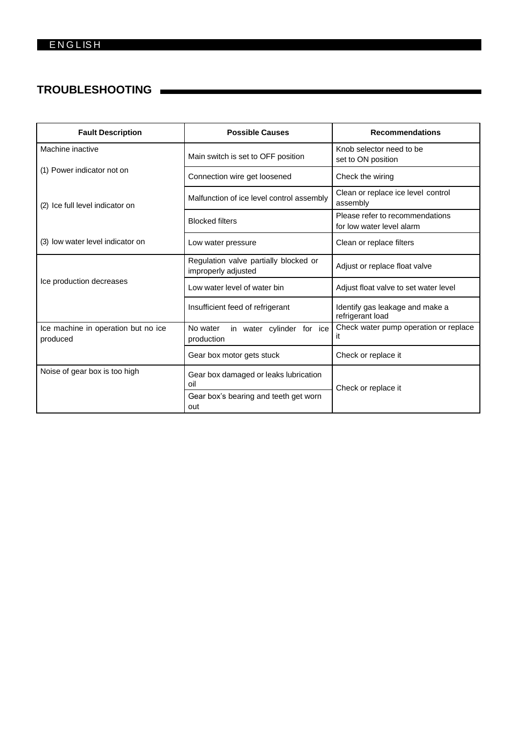## TROUBLESHOOTING

| Fault Description | Possible Causes | Recommendations |
|---|---|---|
| Machine inactive | Main switch is set to OFF position | Knob selector need to be set to ON position |
| (1) Power indicator not on | Connection wire get loosened | Check the wiring |
| (2) Ice full level indicator on | Malfunction of ice level control assembly | Clean or replace ice level control assembly |
| | Blocked filters | Please refer to recommendations for low water level alarm |
| (3) low water level indicator on | Low water pressure | Clean or replace filters |
| Ice production decreases | Regulation valve partially blocked or improperly adjusted | Adjust or replace float valve |
| | Low water level of water bin | Adjust float valve to set water level |
| | Insufficient feed of refrigerant | Identify gas leakage and make a refrigerant load |
| Ice machine in operation but no ice produced | No water in water cylinder for ice production | Check water pump operation or replace it |
| | Gear box motor gets stuck | Check or replace it |
| Noise of gear box is too high | Gear box damaged or leaks lubrication oil | Check or replace it |
| | Gear box's bearing and teeth get worn out | |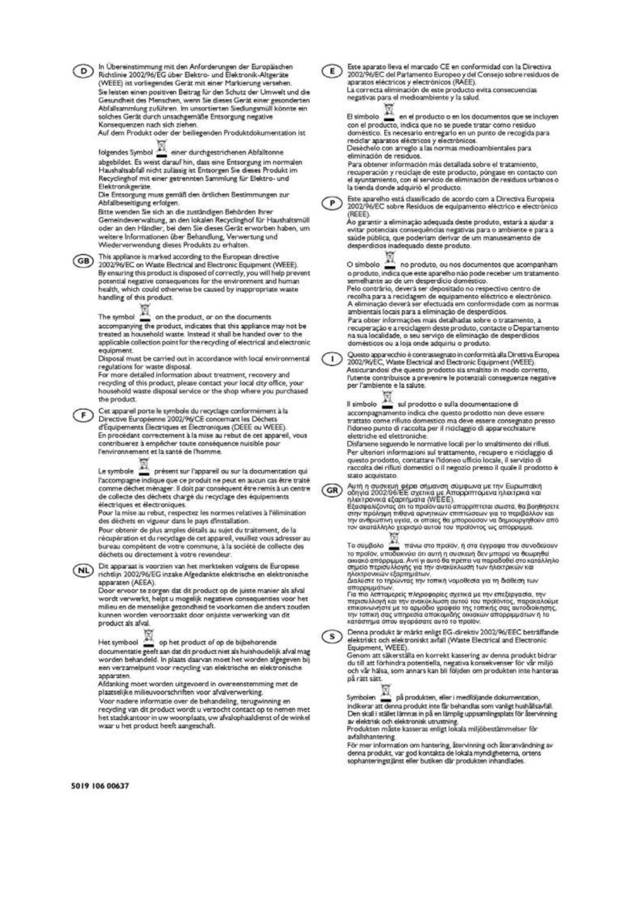(D)

In Übereinstimmung mit den Anforderungen der Europäischen Richtlinie 2002/96/EG über Elektro- und Elektronik-Altgeräte (WEEE) ist vorliegendes Gerät mit einer Markierung versehen.
Sie leisten einen positiven Beitrag für den Schutz der Umwelt und die Gesundheit des Menschen, wenn Sie dieses Gerät einer gesonderten Abfallsammlung zuführen. Im unsortierten Siedlungsmüll könnte ein solches Gerät durch unsachgemäße Entsorgung negative Konsequenzen nach sich ziehen.
Auf dem Produkt oder der beiliegenden Produktdokumentation ist

folgendes Symbol einer durchgestrichenen Abfalltonne abgebildet. Es weist darauf hin, dass eine Entsorgung im normalen Haushaltsabfall nicht zulässig ist. Entsorgen Sie dieses Produkt im Recyclinghof mit einer getrennten Sammlung für Elektro- und Elektronikgeräte.
Die Entsorgung muss gemäß den örtlichen Bestimmungen zur Abfallbeseitigung erfolgen.
Bitte wenden Sie sich an die zuständigen Behörden Ihrer Gemeindeverwaltung, an den lokalen Recyclinghof für Haushaltsmüll oder an den Händler, bei dem Sie dieses Gerät erworben haben, um weitere Informationen über Behandlung, Verwertung und Wiederverwendung dieses Produkts zu erhalten.

(GB)

This appliance is marked according to the European directive 2002/96/EC on Waste Electrical and Electronic Equipment (WEEE).
By ensuring this product is disposed of correctly, you will help prevent potential negative consequences for the environment and human health, which could otherwise be caused by inappropriate waste handling of this product.

The symbol on the product, or on the documents accompanying the product, indicates that this appliance may not be treated as household waste. Instead it shall be handed over to the applicable collection point for the recycling of electrical and electronic equipment.
Disposal must be carried out in accordance with local environmental regulations for waste disposal.
For more detailed information about treatment, recovery and recycling of this product, please contact your local city office, your household waste disposal service or the shop where you purchased the product.

(F)

Cet appareil porte le symbole du recyclage conformément à la Directive Européenne 2002/96/CE concernant les Déchets d'Équipements Électriques et Électroniques (DEEE ou WEEE).
En procédant correctement à la mise au rebut de cet appareil, vous contribuerez à empêcher toute conséquence nuisible pour l'environnement et la santé de l'homme.

Le symbole présent sur l'appareil ou sur la documentation qui l'accompagne indique que ce produit ne peut en aucun cas être traité comme déchet ménager. Il doit par conséquent être remis à un centre de collecte des déchets chargé du recyclage des équipements électriques et électroniques.
Pour la mise au rebut, respectez les normes relatives à l'élimination des déchets en vigueur dans le pays d'installation.
Pour obtenir de plus amples détails au sujet du traitement, de la récupération et du recyclage de cet appareil, veuillez vous adresser au bureau compétent de votre commune, à la société de collecte des déchets ou directement à votre revendeur.

(NL)

Dit apparaat is voorzien van het merkteken volgens de Europese richtlijn 2002/96/EG inzake Afgedankte elektrische en elektronische apparaten (AEEA).
Door ervoor te zorgen dat dit product op de juiste manier als afval wordt verwerkt, helpt u mogelijk negatieve consequenties voor het milieu en de menselijke gezondheid te voorkomen die anders zouden kunnen worden veroorzaakt door onjuiste verwerking van dit product als afval.

Het symbool op het product of op de bijbehorende documentatie geeft aan dat dit product niet als huishoudelijk afval mag worden behandeld. In plaats daarvan moet het worden afgegeven bij een verzamelpunt voor recycling van elektrische en elektronische apparaten.
Afdanking moet worden uitgevoerd in overeenstemming met de plaatselijke milieuvoorschriften voor afvalverwerking.
Voor nadere informatie over de behandeling, terugwinning en recycling van dit product wordt u verzocht contact op te nemen met het stadskantoor in uw woonplaats, uw afvalophaaldienst of de winkel waar u het product heeft aangeschaft.

(E)

Este aparato lleva el marcado CE en conformidad con la Directiva 2002/96/EC del Parlamento Europeo y del Consejo sobre residuos de aparatos eléctricos y electrónicos (RAEE).
La correcta eliminación de este producto evita consecuencias negativas para el medioambiente y la salud.

El símbolo en el producto o en los documentos que se incluyen con el producto, indica que no se puede tratar como residuo doméstico. Es necesario entregarlo en un punto de recogida para reciclar aparatos eléctricos y electrónicos.
Deséchelo con arreglo a las normas medioambientales para eliminación de residuos.
Para obtener información más detallada sobre el tratamiento, recuperación y reciclaje de este producto, póngase en contacto con el ayuntamiento, con el servicio de eliminación de residuos urbanos o la tienda donde adquirió el producto.

(P)

Este aparelho está classificado de acordo com a Directiva Europeia 2002/96/EC sobre Resíduos de equipamento eléctrico e electrónico (REEE).
Ao garantir a eliminação adequada deste produto, estará a ajudar a evitar potenciais consequências negativas para o ambiente e para a saúde pública, que poderiam derivar de um manuseamento de desperdícios inadequado deste produto.

O símbolo no produto, ou nos documentos que acompanham o produto, indica que este aparelho não pode receber um tratamento semelhante ao de um desperdício doméstico.
Pelo contrário, deverá ser depositado no respectivo centro de recolha para a reciclagem de equipamento eléctrico e electrónico.
A eliminação deverá ser efectuada em conformidade com as normas ambientais locais para a eliminação de desperdícios.
Para obter informações mais detalhadas sobre o tratamento, a recuperação e a reciclagem deste produto, contacte o Departamento na sua localidade, o seu serviço de eliminação de desperdícios domésticos ou a loja onde adquiriu o produto.

(I)

Questo apparecchio è contrassegnato in conformità alla Direttiva Europea 2002/96/EC, Waste Electrical and Electronic Equipment (WEEE).
Assicurandosi che questo prodotto sia smaltito in modo corretto, l'utente contribuisce a prevenire le potenziali conseguenze negative per l'ambiente e la salute.

Il simbolo sul prodotto o sulla documentazione di accompagnamento indica che questo prodotto non deve essere trattato come rifiuto domestico ma deve essere consegnato presso l'idoneo punto di raccolta per il riciclaggio di apparecchiature elettriche ed elettroniche.
Disfarsene seguendo le normative locali per lo smaltimento dei rifiuti.
Per ulteriori informazioni sul trattamento, recupero e riciclaggio di questo prodotto, contattare l'idoneo ufficio locale, il servizio di raccolta dei rifiuti domestici o il negozio presso il quale il prodotto è stato acquistato.

(GR)

Αυτή η συσκευή φέρει σημανση σύμφωνα με την Ευρωπαϊκή οδηγία 2002/96/ΕΕ σχετικά με Απορριπτόμενα ηλεκτρικά και ηλεκτρονικά εξαρτήματα (WEEE).
Εξασφαλίζοντας ότι το προϊόν αυτό απορρίπτεται σωστά, θα βοηθήσετε στην πρόληψη πιθανά αρνητικών επιπτώσεων για το περιβάλλον και την ανθρώπινη υγεία, οι οποίες θα μπορούσαν να δημιουργηθούν από τον ακατάλληλο χειρισμό αυτού του προϊόντος ως απόρριμμα.

Το σύμβολο πάνω στο προϊόν, ή στα έγγραφα που συνοδεύουν το προϊόν, υποδεικνύει ότι αυτή η συσκευή δεν μπορεί να θεωρηθεί οικιακό απόρριμμα. Αντί γι αυτό θα πρέπει να παραδοθεί στο κατάλληλο σημείο περισυλλογής για την ανακύκλωση των ηλεκτρικών και ηλεκτρονικών εξαρτημάτων.
Διαλύστε το τηρώντας την τοπική νομοθεσία για τη διάθεση των απορριμμάτων.
Για πιο λεπτομερείς πληροφορίες σχετικά με την επεξεργασία, την περισυλλογή και την ανακύκλωση αυτού του προϊόντος, παρακαλούμε επικοινωνήστε με το αρμόδιο γραφείο της τοπικής σας αυτοδιοίκησης, την τοπική σας υπηρεσία αποκομιδής οικιακών απορριμμάτων ή το κατάστημα όπου αγοράσατε αυτό το προϊόν.

(S)

Denna produkt är märkt enligt EG-direktiv 2002/96/EEC beträffande elektriskt och elektroniskt avfall (Waste Electrical and Electronic Equipment, WEEE).
Genom att säkerställa en korrekt kassering av denna produkt bidrar du till att förhindra potentiella, negativa konsekvenser för vår miljö och vår hälsa, som annars kan bli följden om produkten inte hanteras på rätt sätt.

Symbolen på produkten, eller i medföljande dokumentation, indikerar att denna produkt inte får behandlas som vanligt hushållsavfall. Den skall i stället lämnas in på en lämplig uppsamlingsplats för återvinning av elektrisk och elektronisk utrustning.
Produkten måste kasseras enligt lokala miljöbestämmelser för avfallshantering.
För mer information om hantering, återvinning och återanvändning av denna produkt, var god kontakta de lokala myndigheterna, ortens sophanteringstjänst eller butiken där produkten inhandlades.

5019 106 00637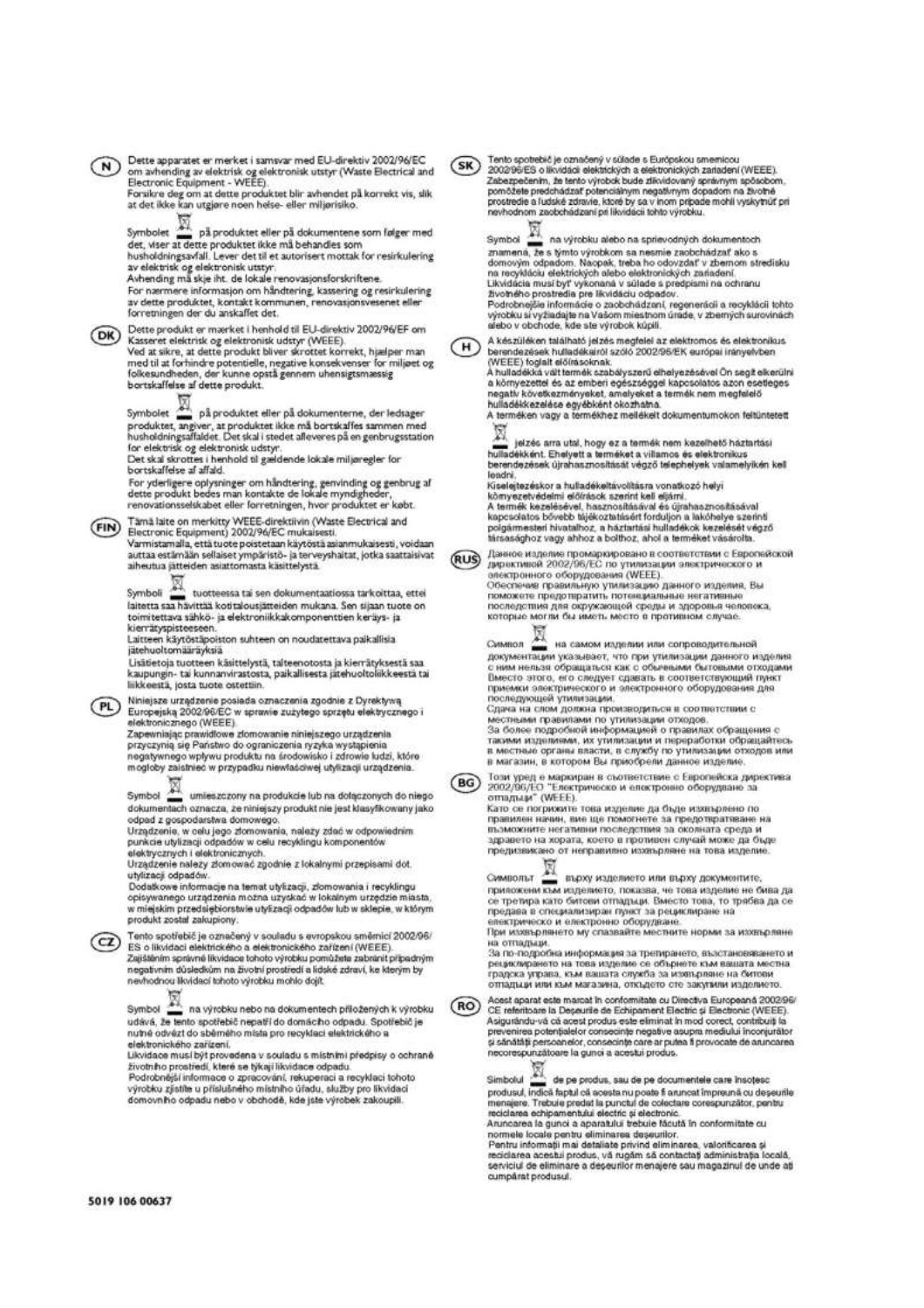(N) Dette apparatet er merket i samsvar med EU-direktiv 2002/96/EC om avhending av elektrisk og elektronisk utstyr (Waste Electrical and Electronic Equipment - WEEE).
Forsikre deg om at dette produktet blir avhendet på korrekt vis, slik at det ikke kan utgjøre noen helse- eller miljørisiko.

Symbolet på produktet eller på dokumentene som følger med det, viser at dette produktet ikke må behandles som husholdningsavfall. Lever det til et autorisert mottak for resirkulering av elektrisk og elektronisk utstyr.
Avhending må skje iht. de lokale renovasjonsforskriftene.
For nærmere informasjon om håndtering, kassering og resirkulering av dette produktet, kontakt kommunen, renovasjonsvesenet eller forretningen der du anskaffet det.

(DK) Dette produkt er mærket i henhold til EU-direktiv 2002/96/EF om Kasseret elektrisk og elektronisk udstyr (WEEE).
Ved at sikre, at dette produkt bliver skrottet korrekt, hjælper man med til at forhindre potentielle, negative konsekvenser for miljøet og folkesundheden, der kunne opstå gennem uhensigtsmæssig bortskaffelse af dette produkt.

Symbolet på produktet eller på dokumenterne, der ledsager produktet, angiver, at produktet ikke må behandles sammen med husholdningsaffaldet. Det skal i stedet afleveres på en genbrugsstation for elektrisk og elektronisk udstyr.
Det skal skrottes i henhold til gældende lokale miljøregler for bortskaffelse af affald.
For yderligere oplysninger om håndtering, genvinding og genbrug af dette produkt bedes man kontakte de lokale myndigheder, renovationsselskabet eller forretningen, hvor produktet er købt.

(FIN) Tämä laite on merkitty WEEE-direktiivin (Waste Electrical and Electronic Equipment) 2002/96/EC mukaisesti.
Varmistamalla, että tuote poistetaan käytöstä asianmukaisesti, voidaan auttaa estämään sellaiset ympäristö- ja terveyshaitat, jotka saattaisivat aiheutua jätteiden asiattomasta käsittelystä.

Symboli tuotteessa tai sen dokumentaatiossa tarkoittaa, ettei laitetta saa hävittää kotitalousjätteiden mukana. Sen sijaan tuote on toimitettava sähkö- ja elektroniikkakomponenttien keräys- ja kierrätyspisteeseen.
Laitteen käytöstäpoiston suhteen on noudatettava paikallisia jätehuoltomääräyksiä.
Lisätietoja tuotteen käsittelystä, talteenotosta ja kierrätyksestä saa kaupungin- tai kunnanvirastosta, paikallisesta jätehuoltoliikkeestä tai liikkeestä, josta tuote ostettiin.

(PL) Niniejsze urządzenie posiada oznaczenia zgodnie z Dyrektywą Europejską 2002/96/EC w sprawie zużytego sprzętu elektrycznego i elektronicznego (WEEE).
Zapewniając prawidłowe złomowanie niniejszego urządzenia przyczynią się Państwo do ograniczenia ryzyka wystąpienia negatywnego wpływu produktu na środowisko i zdrowie ludzi, które mogłoby zaistnieć w przypadku niewłaściwej utylizacji urządzenia.

Symbol umieszczony na produkcie lub na dołączonych do niego dokumentach oznacza, że niniejszy produkt nie jest klasyfikowany jako odpad z gospodarstwa domowego.
Urządzenie, w celu jego złomowania, należy zdać w odpowiednim punkcie utylizacji odpadów w celu recyklingu komponentów elektrycznych i elektronicznych.
Urządzenie należy złomować zgodnie z lokalnymi przepisami dot. utylizacji odpadów.
Dodatkowe informacje na temat utylizacji, złomowania i recyklingu opisywanego urządzenia można uzyskać w lokalnym urzędzie miasta, w miejskim przedsiębiorstwie utylizacji odpadów lub w sklepie, w którym produkt został zakupiony.

(CZ) Tento spotřebič je označený v souladu s evropskou směrnicí 2002/96/ES o likvidaci elektrického a elektronického zařízení (WEEE).
Zajištěním správné likvidace tohoto výrobku pomůžete zabránit případným negativním důsledkům na životní prostředí a lidské zdraví, ke kterým by nevhodnou likvidací tohoto výrobku mohlo dojít.

Symbol na výrobku nebo na dokumentech přiložených k výrobku udává, že tento spotřebič nepatří do domácího odpadu. Spotřebič je nutné odvézt do sběrného místa pro recyklaci elektrického a elektronického zařízení.
Likvidace musí být provedena v souladu s místními předpisy o ochraně životního prostředí, které se týkají likvidace odpadu.
Podrobnější informace o zpracování, rekuperaci a recyklaci tohoto výrobku zjistíte u příslušného místního úřadu, služby pro likvidaci domovního odpadu nebo v obchodě, kde jste výrobek zakoupili.

(SK) Tento spotrebič je označený v súlade s Európskou smernicou 2002/96/ES o likvidácii elektrických a elektronických zariadení (WEEE).
Zabezpečením, že tento výrobok bude zlikvidovaný správnym spôsobom, pomôžete predchádzať potenciálnym negatívnym dopadom na životné prostredie a ľudské zdravie, ktoré by sa v inom prípade mohli vyskytnúť pri nevhodnom zaobchádzaní pri likvidácii tohto výrobku.

Symbol na výrobku alebo na sprievodných dokumentoch znamená, že s týmto výrobkom sa nesmie zaobchádzať ako s domovým odpadom. Naopak, treba ho odovzdať v zbernom stredisku na recykláciu elektrických alebo elektronických zariadení.
Likvidácia musí byť vykonaná v súlade s predpismi na ochranu životného prostredia pre likvidáciu odpadov.
Podrobnejšie informácie o zaobchádzaní, regenerácii a recyklácii tohto výrobku si vyžiadajte na Vašom miestnom úrade, v zberných surovinách alebo v obchode, kde ste výrobok kúpili.

(H) A készüléken található jelzés megfelel az elektromos és elektronikus berendezések hulladékairól szóló 2002/96/EK európai irányelvben (WEEE) foglalt előírásoknak.
A hulladékká vált termék szabályszerű elhelyezésével Ön segít elkerülni a környezettel és az emberi egészséggel kapcsolatos azon esetleges negatív következményeket, amelyeket a termék nem megfelelő hulladékkezelése egyébként okozhatna.
A terméken vagy a termékhez mellékelt dokumentumokon feltüntetett

jelzés arra utal, hogy ez a termék nem kezelhető háztartási hulladékként. Ehelyett a terméket a villamos és elektronikus berendezések újrahasznosítását végző telephelyek valamelyikén kell leadni.
Kiselejtezéskor a hulladékeltávolításra vonatkozó helyi környezetvédelmi előírások szerint kell eljárni.
A termék kezelésével, hasznosításával és újrahasznosításával kapcsolatos bővebb tájékoztatásért forduljon a lakóhelye szerinti polgármesteri hivatalhoz, a háztartási hulladékok kezelését végző társasághoz vagy ahhoz a bolthoz, ahol a terméket vásárolta.

(RUS) Данное изделие промаркировано в соответствии с Европейской директивой 2002/96/EC по утилизации электрического и электронного оборудования (WEEE).
Обеспечив правильную утилизацию данного изделия, Вы поможете предотвратить потенциальные негативные последствия для окружающей среды и здоровья человека, которые могли бы иметь место в противном случае.

Символ на самом изделии или сопроводительной документации указывает, что при утилизации данного изделия с ним нельзя обращаться как с обычными бытовыми отходами. Вместо этого, его следует сдавать в соответствующий пункт приемки электрического и электронного оборудования для последующей утилизации.
Сдача на слом должна производиться в соответствии с местными правилами по утилизации отходов.
За более подробной информацией о правилах обращения с такими изделиями, их утилизации и переработки обращайтесь в местные органы власти, в службу по утилизации отходов или в магазин, в котором Вы приобрели данное изделие.

(BG) Този уред е маркиран в съответствие с Европейска директива 2002/96/ЕО "Електрическо и електронно оборудване за отпадъци" (WEEE).
Като се погрижите това изделие да бъде изхвърлено по правилен начин, вие ще помогнете за предотвратяване на възможните негативни последствия за околната среда и здравето на хората, което в противен случай може да бъде предизвикано от неправилно изхвърляне на това изделие.

Символът върху изделието или върху документите, приложени към изделието, показва, че това изделие не бива да се третира като битови отпадъци. Вместо това, то трябва да се предава в специализиран пункт за рециклиране на електрическо и електронно оборудване.
При изхвърлянето му спазвайте местните норми за изхвърляне на отпадъци.
За по-подробна информация за третирането, възстановяването и рециклирането на това изделие се обърнете към вашата местна градска управа, към вашата служба за изхвърляне на битови отпадъци или към магазина, откъдето сте закупили изделието.

(RO) Acest aparat este marcat în conformitate cu Directiva Europeană 2002/96/CE referitoare la Deşeurile de Echipament Electric şi Electronic (WEEE).
Asigurându-vă că acest produs este eliminat în mod corect, contribuiţi la prevenirea potenţialelor consecinţe negative asupra mediului înconjurător şi sănătăţii persoanelor, consecinţe care ar putea fi provocate de aruncarea necorespunzătoare la gunoi a acestui produs.

Simbolul de pe produs, sau de pe documentele care însoţesc produsul, indică faptul că acesta nu poate fi aruncat împreună cu deşeurile menajere. Trebuie predat la punctul de colectare corespunzător, pentru reciclarea echipamentului electric şi electronic.
Aruncarea la gunoi a aparatului trebuie făcută în conformitate cu normele locale pentru eliminarea deşeurilor.
Pentru informaţii mai detaliate privind eliminarea, valorificarea şi reciclarea acestui produs, vă rugăm să contactaţi administraţia locală, serviciul de eliminare a deşeurilor menajere sau magazinul de unde aţi cumpărat produsul.

5019 106 00637